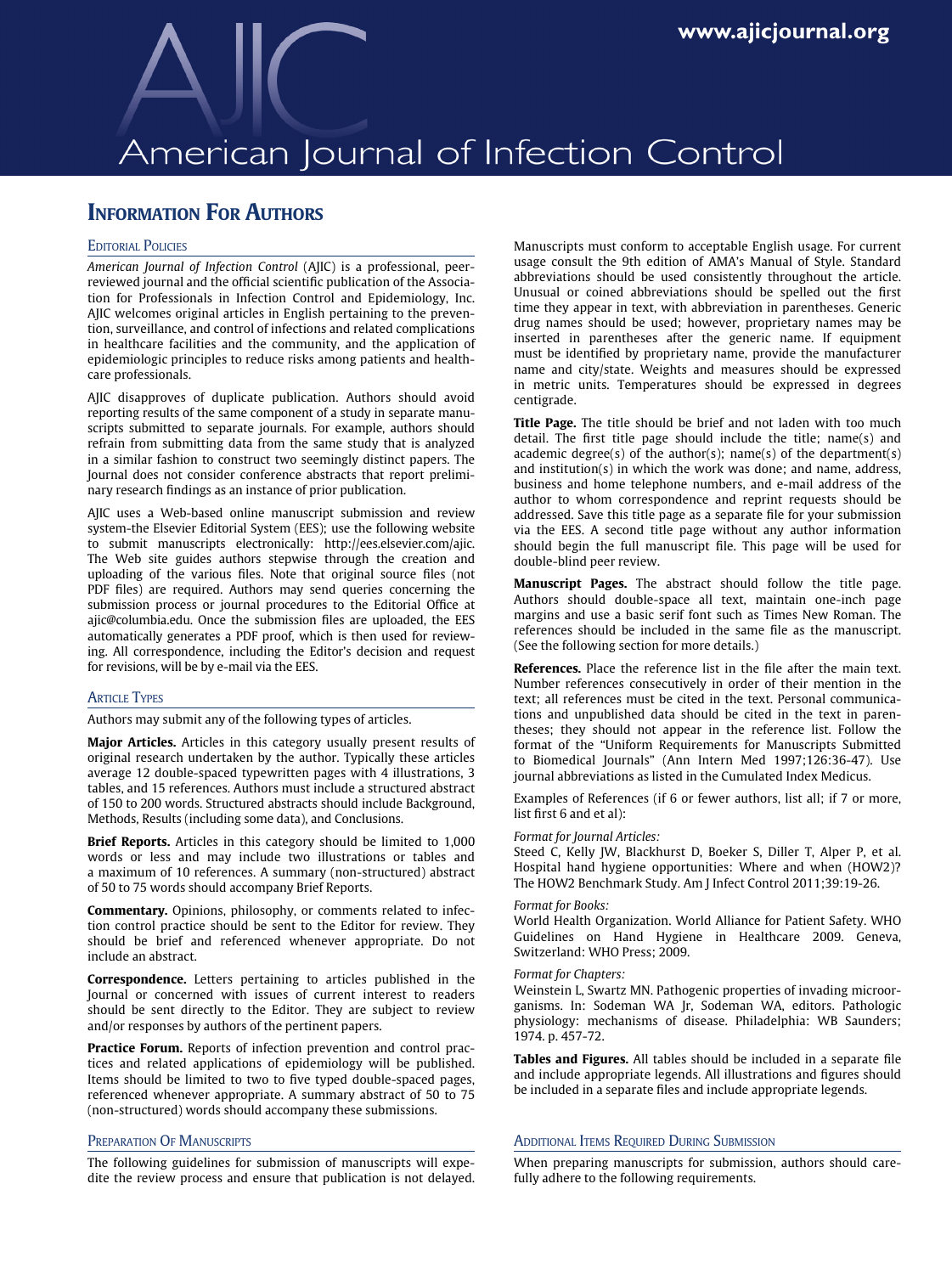# American Journal of Infection Control

## Information For Authors

### Editorial Policies

*American Journal of Infection Control* (AJIC) is a professional, peer-reviewed journal and the official scientific publication of the Association for Professionals in Infection Control and Epidemiology, Inc. AJIC welcomes original articles in English pertaining to the prevention, surveillance, and control of infections and related complications in healthcare facilities and the community, and the application of epidemiologic principles to reduce risks among patients and healthcare professionals.

AJIC disapproves of duplicate publication. Authors should avoid reporting results of the same component of a study in separate manuscripts submitted to separate journals. For example, authors should refrain from submitting data from the same study that is analyzed in a similar fashion to construct two seemingly distinct papers. The Journal does not consider conference abstracts that report preliminary research findings as an instance of prior publication.

AJIC uses a Web-based online manuscript submission and review system-the Elsevier Editorial System (EES); use the following website to submit manuscripts electronically: http://ees.elsevier.com/ajic. The Web site guides authors stepwise through the creation and uploading of the various files. Note that original source files (not PDF files) are required. Authors may send queries concerning the submission process or journal procedures to the Editorial Office at ajic@columbia.edu. Once the submission files are uploaded, the EES automatically generates a PDF proof, which is then used for reviewing. All correspondence, including the Editor's decision and request for revisions, will be by e-mail via the EES.

### Article Types

Authors may submit any of the following types of articles.

**Major Articles.** Articles in this category usually present results of original research undertaken by the author. Typically these articles average 12 double-spaced typewritten pages with 4 illustrations, 3 tables, and 15 references. Authors must include a structured abstract of 150 to 200 words. Structured abstracts should include Background, Methods, Results (including some data), and Conclusions.

**Brief Reports.** Articles in this category should be limited to 1,000 words or less and may include two illustrations or tables and a maximum of 10 references. A summary (non-structured) abstract of 50 to 75 words should accompany Brief Reports.

**Commentary.** Opinions, philosophy, or comments related to infection control practice should be sent to the Editor for review. They should be brief and referenced whenever appropriate. Do not include an abstract.

**Correspondence.** Letters pertaining to articles published in the Journal or concerned with issues of current interest to readers should be sent directly to the Editor. They are subject to review and/or responses by authors of the pertinent papers.

**Practice Forum.** Reports of infection prevention and control practices and related applications of epidemiology will be published. Items should be limited to two to five typed double-spaced pages, referenced whenever appropriate. A summary abstract of 50 to 75 (non-structured) words should accompany these submissions.

### Preparation Of Manuscripts

The following guidelines for submission of manuscripts will expedite the review process and ensure that publication is not delayed. Manuscripts must conform to acceptable English usage. For current usage consult the 9th edition of AMA's Manual of Style. Standard abbreviations should be used consistently throughout the article. Unusual or coined abbreviations should be spelled out the first time they appear in text, with abbreviation in parentheses. Generic drug names should be used; however, proprietary names may be inserted in parentheses after the generic name. If equipment must be identified by proprietary name, provide the manufacturer name and city/state. Weights and measures should be expressed in metric units. Temperatures should be expressed in degrees centigrade.

**Title Page.** The title should be brief and not laden with too much detail. The first title page should include the title; name(s) and academic degree(s) of the author(s); name(s) of the department(s) and institution(s) in which the work was done; and name, address, business and home telephone numbers, and e-mail address of the author to whom correspondence and reprint requests should be addressed. Save this title page as a separate file for your submission via the EES. A second title page without any author information should begin the full manuscript file. This page will be used for double-blind peer review.

**Manuscript Pages.** The abstract should follow the title page. Authors should double-space all text, maintain one-inch page margins and use a basic serif font such as Times New Roman. The references should be included in the same file as the manuscript. (See the following section for more details.)

**References.** Place the reference list in the file after the main text. Number references consecutively in order of their mention in the text; all references must be cited in the text. Personal communications and unpublished data should be cited in the text in parentheses; they should not appear in the reference list. Follow the format of the "Uniform Requirements for Manuscripts Submitted to Biomedical Journals" (Ann Intern Med 1997;126:36-47). Use journal abbreviations as listed in the Cumulated Index Medicus.

Examples of References (if 6 or fewer authors, list all; if 7 or more, list first 6 and et al):

*Format for Journal Articles:*
Steed C, Kelly JW, Blackhurst D, Boeker S, Diller T, Alper P, et al. Hospital hand hygiene opportunities: Where and when (HOW2)? The HOW2 Benchmark Study. Am J Infect Control 2011;39:19-26.

*Format for Books:*
World Health Organization. World Alliance for Patient Safety. WHO Guidelines on Hand Hygiene in Healthcare 2009. Geneva, Switzerland: WHO Press; 2009.

*Format for Chapters:*
Weinstein L, Swartz MN. Pathogenic properties of invading microorganisms. In: Sodeman WA Jr, Sodeman WA, editors. Pathologic physiology: mechanisms of disease. Philadelphia: WB Saunders; 1974. p. 457-72.

**Tables and Figures.** All tables should be included in a separate file and include appropriate legends. All illustrations and figures should be included in a separate files and include appropriate legends.

### Additional Items Required During Submission

When preparing manuscripts for submission, authors should carefully adhere to the following requirements.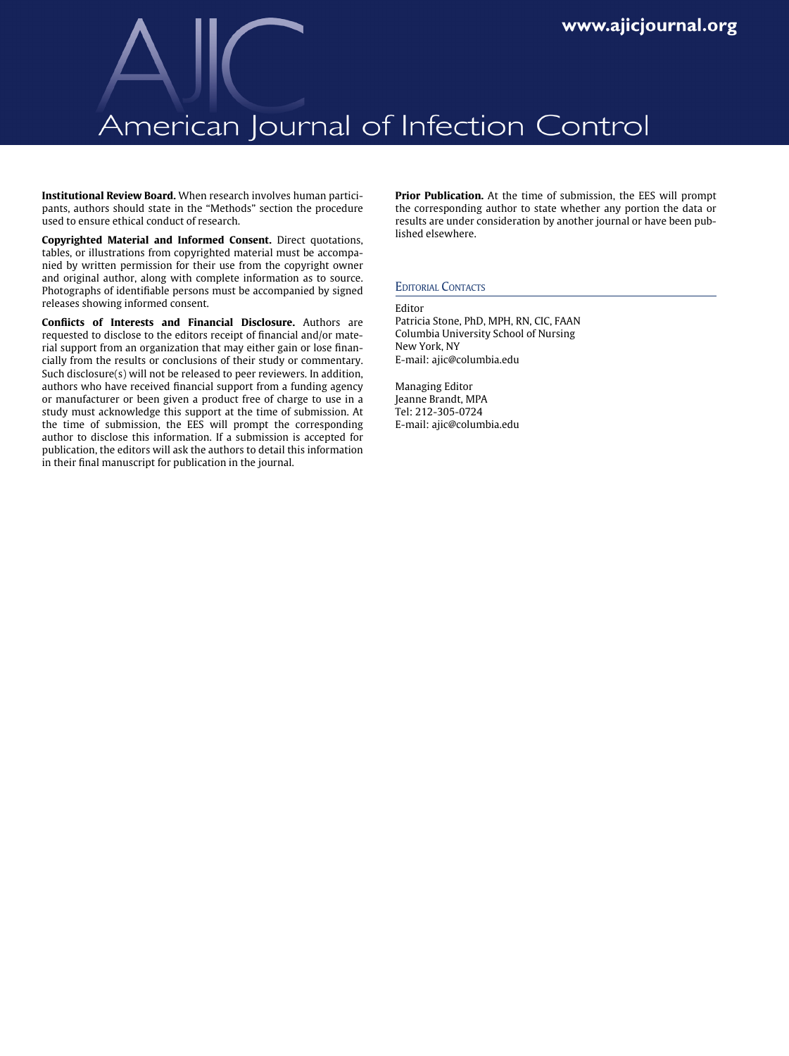**Institutional Review Board.** When research involves human participants, authors should state in the "Methods" section the procedure used to ensure ethical conduct of research.

**Copyrighted Material and Informed Consent.** Direct quotations, tables, or illustrations from copyrighted material must be accompanied by written permission for their use from the copyright owner and original author, along with complete information as to source. Photographs of identifiable persons must be accompanied by signed releases showing informed consent.

**Conflicts of Interests and Financial Disclosure.** Authors are requested to disclose to the editors receipt of financial and/or material support from an organization that may either gain or lose financially from the results or conclusions of their study or commentary. Such disclosure(s) will not be released to peer reviewers. In addition, authors who have received financial support from a funding agency or manufacturer or been given a product free of charge to use in a study must acknowledge this support at the time of submission. At the time of submission, the EES will prompt the corresponding author to disclose this information. If a submission is accepted for publication, the editors will ask the authors to detail this information in their final manuscript for publication in the journal.

**Prior Publication.** At the time of submission, the EES will prompt the corresponding author to state whether any portion the data or results are under consideration by another journal or have been published elsewhere.

## Editorial Contacts

Editor
Patricia Stone, PhD, MPH, RN, CIC, FAAN
Columbia University School of Nursing
New York, NY
E-mail: ajic@columbia.edu

Managing Editor
Jeanne Brandt, MPA
Tel: 212-305-0724
E-mail: ajic@columbia.edu